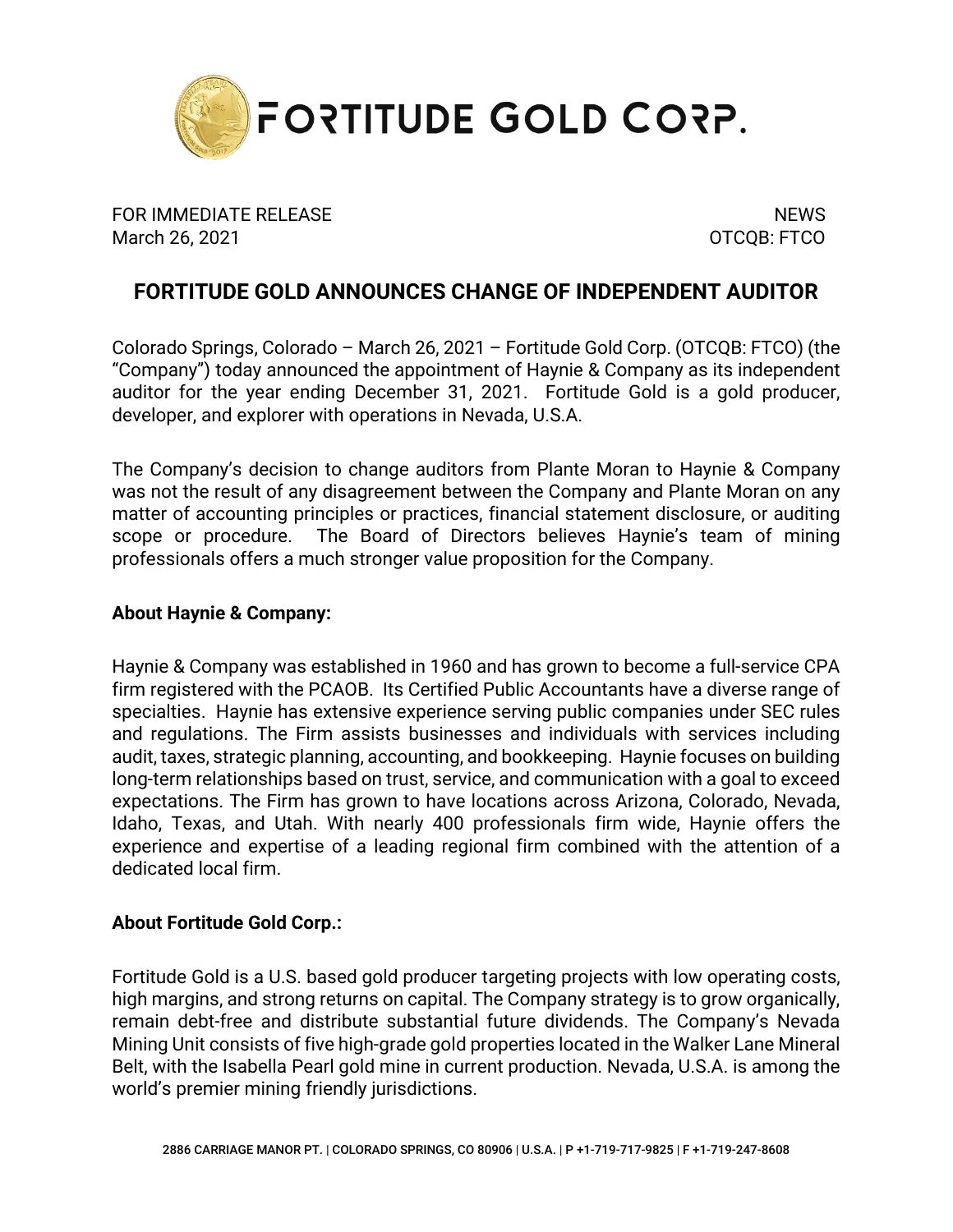FORTITUDE GOLD CORP.

FOR IMMEDIATE RELEASE
March 26, 2021

NEWS
OTCQB: FTCO

# FORTITUDE GOLD ANNOUNCES CHANGE OF INDEPENDENT AUDITOR

Colorado Springs, Colorado – March 26, 2021 – Fortitude Gold Corp. (OTCQB: FTCO) (the "Company") today announced the appointment of Haynie & Company as its independent auditor for the year ending December 31, 2021. Fortitude Gold is a gold producer, developer, and explorer with operations in Nevada, U.S.A.

The Company's decision to change auditors from Plante Moran to Haynie & Company was not the result of any disagreement between the Company and Plante Moran on any matter of accounting principles or practices, financial statement disclosure, or auditing scope or procedure. The Board of Directors believes Haynie's team of mining professionals offers a much stronger value proposition for the Company.

**About Haynie & Company:**

Haynie & Company was established in 1960 and has grown to become a full-service CPA firm registered with the PCAOB. Its Certified Public Accountants have a diverse range of specialties. Haynie has extensive experience serving public companies under SEC rules and regulations. The Firm assists businesses and individuals with services including audit, taxes, strategic planning, accounting, and bookkeeping. Haynie focuses on building long-term relationships based on trust, service, and communication with a goal to exceed expectations. The Firm has grown to have locations across Arizona, Colorado, Nevada, Idaho, Texas, and Utah. With nearly 400 professionals firm wide, Haynie offers the experience and expertise of a leading regional firm combined with the attention of a dedicated local firm.

**About Fortitude Gold Corp.:**

Fortitude Gold is a U.S. based gold producer targeting projects with low operating costs, high margins, and strong returns on capital. The Company strategy is to grow organically, remain debt-free and distribute substantial future dividends. The Company's Nevada Mining Unit consists of five high-grade gold properties located in the Walker Lane Mineral Belt, with the Isabella Pearl gold mine in current production. Nevada, U.S.A. is among the world's premier mining friendly jurisdictions.

2886 CARRIAGE MANOR PT. | COLORADO SPRINGS, CO 80906 | U.S.A. | P +1-719-717-9825 | F +1-719-247-8608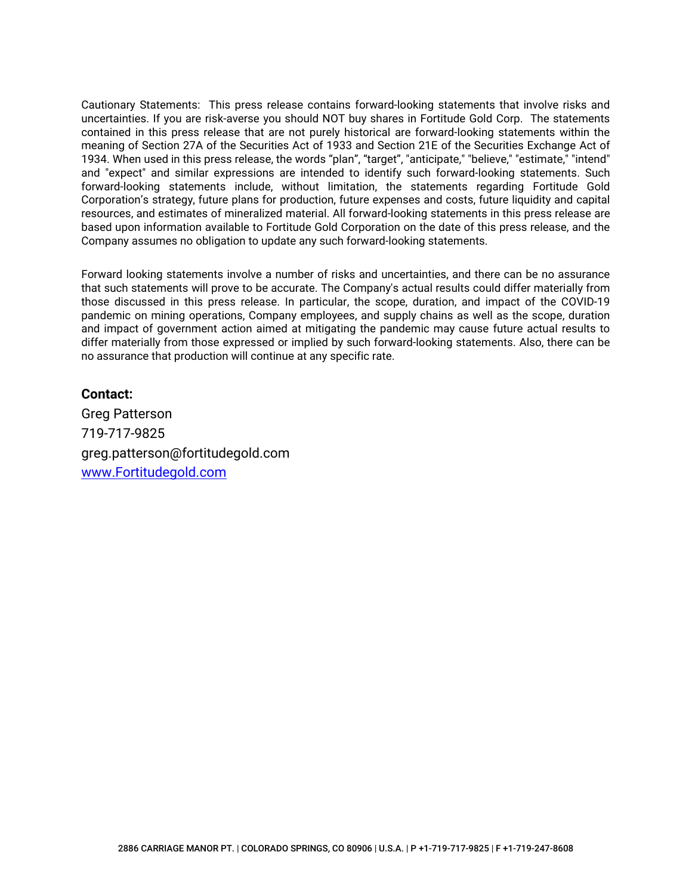Cautionary Statements: This press release contains forward-looking statements that involve risks and uncertainties. If you are risk-averse you should NOT buy shares in Fortitude Gold Corp. The statements contained in this press release that are not purely historical are forward-looking statements within the meaning of Section 27A of the Securities Act of 1933 and Section 21E of the Securities Exchange Act of 1934. When used in this press release, the words “plan”, “target”, "anticipate," "believe," "estimate," "intend" and "expect" and similar expressions are intended to identify such forward-looking statements. Such forward-looking statements include, without limitation, the statements regarding Fortitude Gold Corporation’s strategy, future plans for production, future expenses and costs, future liquidity and capital resources, and estimates of mineralized material. All forward-looking statements in this press release are based upon information available to Fortitude Gold Corporation on the date of this press release, and the Company assumes no obligation to update any such forward-looking statements.

Forward looking statements involve a number of risks and uncertainties, and there can be no assurance that such statements will prove to be accurate. The Company's actual results could differ materially from those discussed in this press release. In particular, the scope, duration, and impact of the COVID-19 pandemic on mining operations, Company employees, and supply chains as well as the scope, duration and impact of government action aimed at mitigating the pandemic may cause future actual results to differ materially from those expressed or implied by such forward-looking statements. Also, there can be no assurance that production will continue at any specific rate.

**Contact:**

Greg Patterson
719-717-9825
greg.patterson@fortitudegold.com
www.Fortitudegold.com

2886 CARRIAGE MANOR PT. | COLORADO SPRINGS, CO 80906 | U.S.A. | P +1-719-717-9825 | F +1-719-247-8608